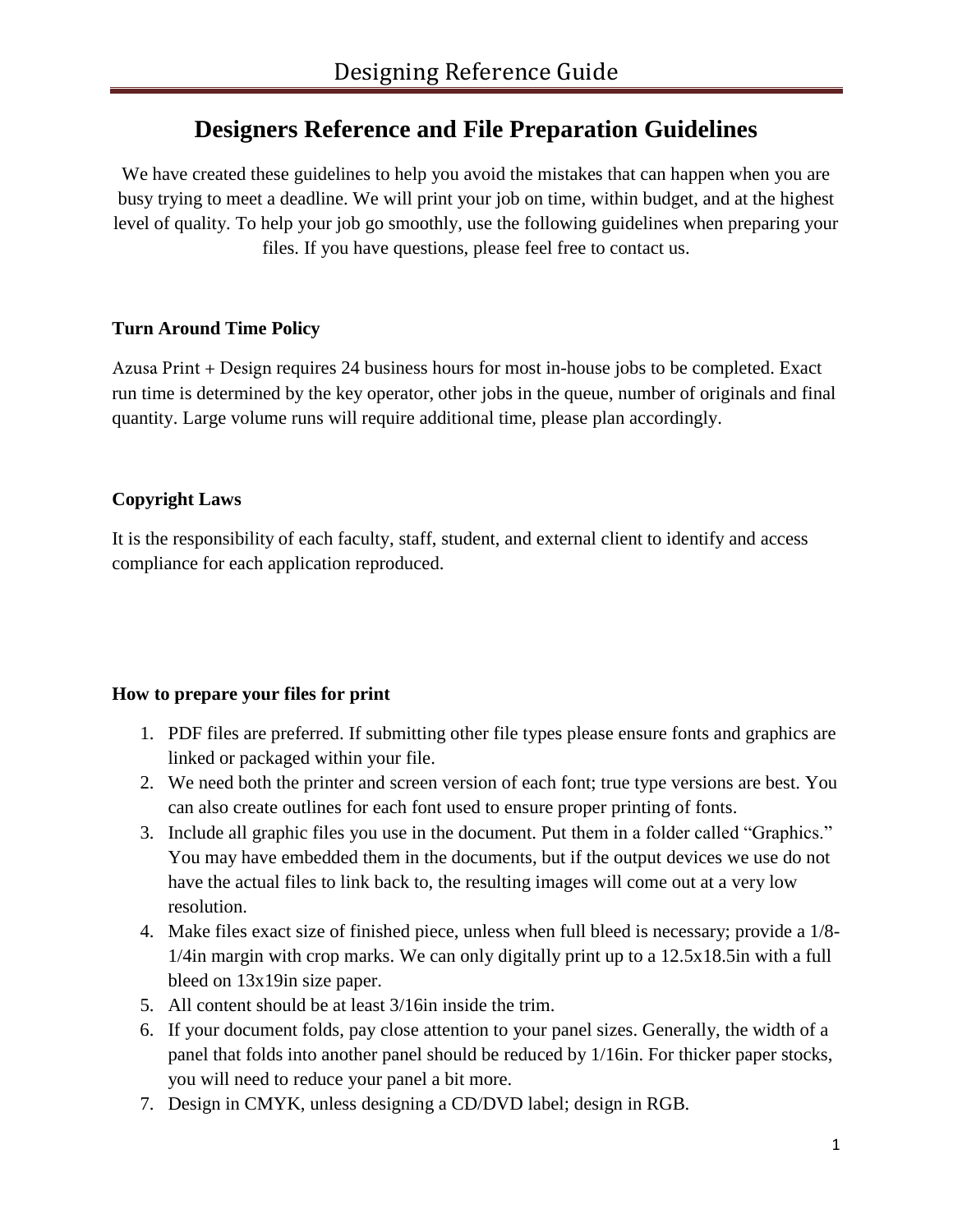# Designers Reference and File Preparation Guidelines

We have created these guidelines to help you avoid the mistakes that can happen when you are busy trying to meet a deadline. We will print your job on time, within budget, and at the highest level of quality. To help your job go smoothly, use the following guidelines when preparing your files. If you have questions, please feel free to contact us.

**Turn Around Time Policy**

Azusa Print + Design requires 24 business hours for most in-house jobs to be completed. Exact run time is determined by the key operator, other jobs in the queue, number of originals and final quantity. Large volume runs will require additional time, please plan accordingly.

**Copyright Laws**

It is the responsibility of each faculty, staff, student, and external client to identify and access compliance for each application reproduced.

**How to prepare your files for print**

1. PDF files are preferred. If submitting other file types please ensure fonts and graphics are linked or packaged within your file.
2. We need both the printer and screen version of each font; true type versions are best. You can also create outlines for each font used to ensure proper printing of fonts.
3. Include all graphic files you use in the document. Put them in a folder called "Graphics." You may have embedded them in the documents, but if the output devices we use do not have the actual files to link back to, the resulting images will come out at a very low resolution.
4. Make files exact size of finished piece, unless when full bleed is necessary; provide a 1/8-1/4in margin with crop marks. We can only digitally print up to a 12.5x18.5in with a full bleed on 13x19in size paper.
5. All content should be at least 3/16in inside the trim.
6. If your document folds, pay close attention to your panel sizes. Generally, the width of a panel that folds into another panel should be reduced by 1/16in. For thicker paper stocks, you will need to reduce your panel a bit more.
7. Design in CMYK, unless designing a CD/DVD label; design in RGB.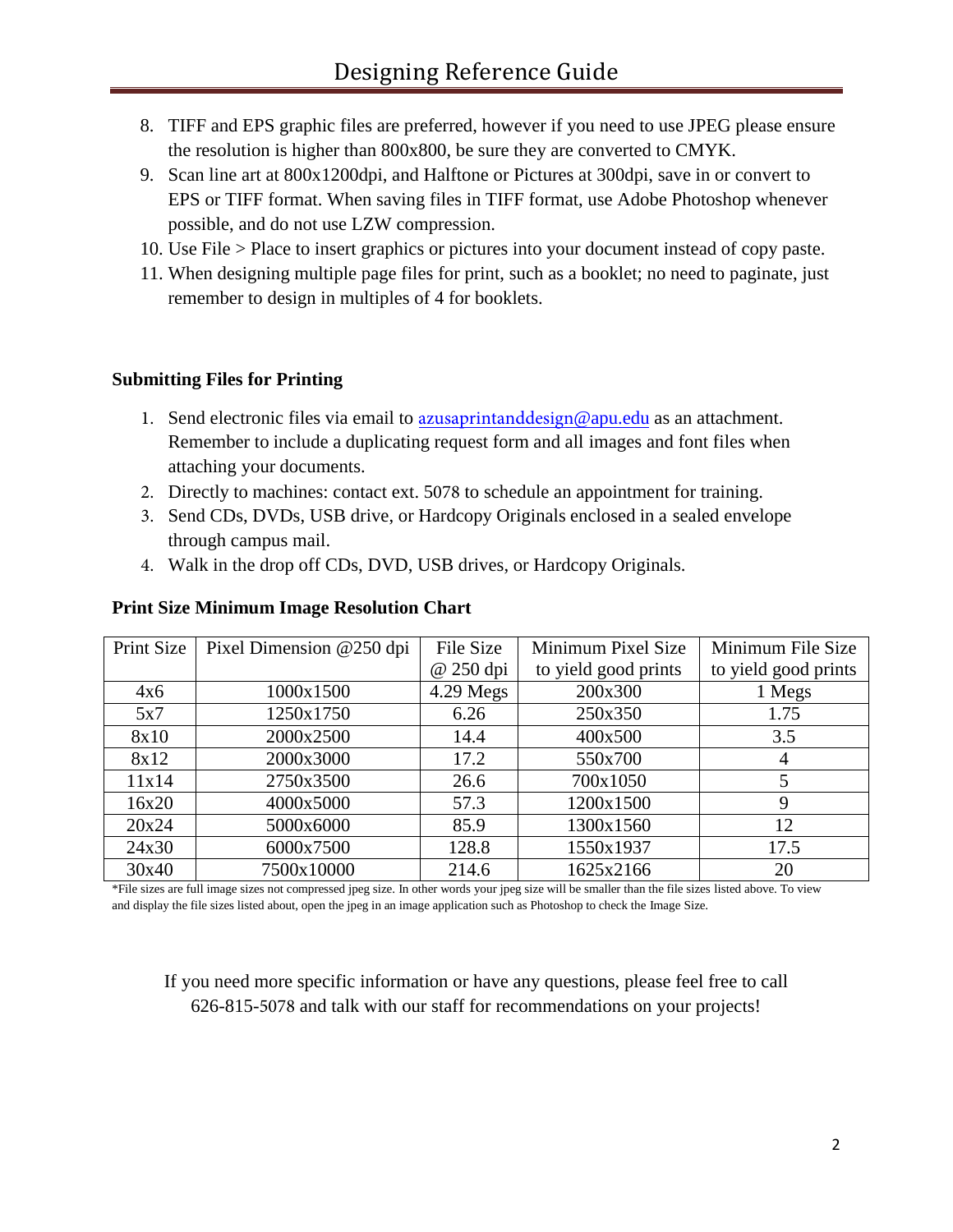8. TIFF and EPS graphic files are preferred, however if you need to use JPEG please ensure the resolution is higher than 800x800, be sure they are converted to CMYK.
9. Scan line art at 800x1200dpi, and Halftone or Pictures at 300dpi, save in or convert to EPS or TIFF format. When saving files in TIFF format, use Adobe Photoshop whenever possible, and do not use LZW compression.
10. Use File > Place to insert graphics or pictures into your document instead of copy paste.
11. When designing multiple page files for print, such as a booklet; no need to paginate, just remember to design in multiples of 4 for booklets.

**Submitting Files for Printing**

1. Send electronic files via email to azusaprintanddesign@apu.edu as an attachment. Remember to include a duplicating request form and all images and font files when attaching your documents.
2. Directly to machines: contact ext. 5078 to schedule an appointment for training.
3. Send CDs, DVDs, USB drive, or Hardcopy Originals enclosed in a sealed envelope through campus mail.
4. Walk in the drop off CDs, DVD, USB drives, or Hardcopy Originals.

**Print Size Minimum Image Resolution Chart**

| Print Size | Pixel Dimension @250 dpi | File Size @ 250 dpi | Minimum Pixel Size to yield good prints | Minimum File Size to yield good prints |
|---|---|---|---|---|
| 4x6 | 1000x1500 | 4.29 Megs | 200x300 | 1 Megs |
| 5x7 | 1250x1750 | 6.26 | 250x350 | 1.75 |
| 8x10 | 2000x2500 | 14.4 | 400x500 | 3.5 |
| 8x12 | 2000x3000 | 17.2 | 550x700 | 4 |
| 11x14 | 2750x3500 | 26.6 | 700x1050 | 5 |
| 16x20 | 4000x5000 | 57.3 | 1200x1500 | 9 |
| 20x24 | 5000x6000 | 85.9 | 1300x1560 | 12 |
| 24x30 | 6000x7500 | 128.8 | 1550x1937 | 17.5 |
| 30x40 | 7500x10000 | 214.6 | 1625x2166 | 20 |

*File sizes are full image sizes not compressed jpeg size. In other words your jpeg size will be smaller than the file sizes listed above. To view and display the file sizes listed about, open the jpeg in an image application such as Photoshop to check the Image Size.

If you need more specific information or have any questions, please feel free to call 626-815-5078 and talk with our staff for recommendations on your projects!